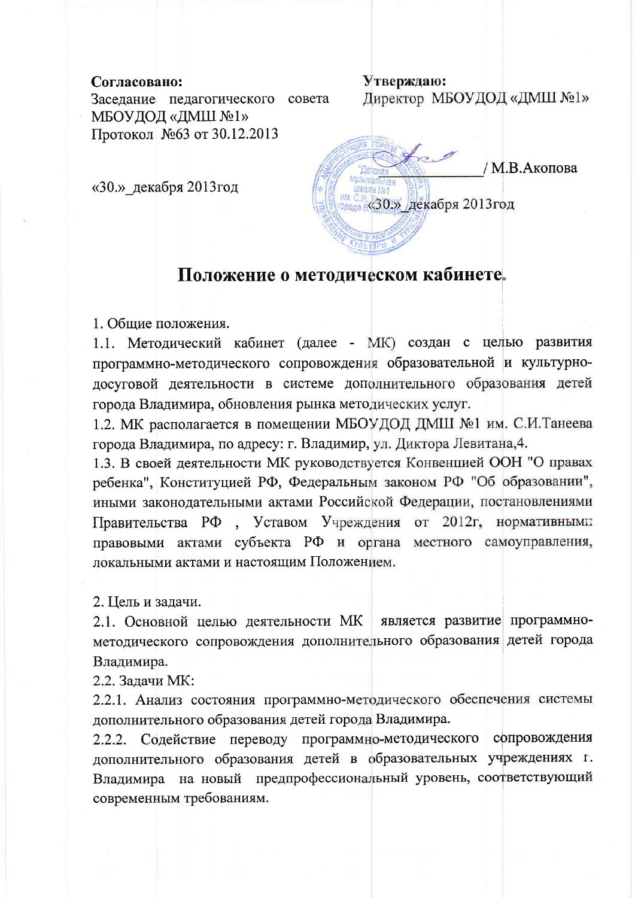**Согласовано:**
Заседание педагогического совета МБОУДОД «ДМШ №1»
Протокол №63 от 30.12.2013

«30.»_декабря 2013год

**Утверждаю:**
Директор МБОУДОД «ДМШ №1»

_____________ / М.В.Акопова

«30.»_декабря 2013год

# Положение о методическом кабинете.

1. Общие положения.

1.1. Методический кабинет (далее - МК) создан с целью развития программно-методического сопровождения образовательной и культурно-досуговой деятельности в системе дополнительного образования детей города Владимира, обновления рынка методических услуг.

1.2. МК располагается в помещении МБОУДОД ДМШ №1 им. С.И.Танеева города Владимира, по адресу: г. Владимир, ул. Диктора Левитана,4.

1.3. В своей деятельности МК руководствуется Конвенцией ООН "О правах ребенка", Конституцией РФ, Федеральным законом РФ "Об образовании", иными законодательными актами Российской Федерации, постановлениями Правительства РФ , Уставом Учреждения от 2012г, нормативными правовыми актами субъекта РФ и органа местного самоуправления, локальными актами и настоящим Положением.

2. Цель и задачи.

2.1. Основной целью деятельности МК является развитие программно-методического сопровождения дополнительного образования детей города Владимира.

2.2. Задачи МК:

2.2.1. Анализ состояния программно-методического обеспечения системы дополнительного образования детей города Владимира.

2.2.2. Содействие переводу программно-методического сопровождения дополнительного образования детей в образовательных учреждениях г. Владимира на новый предпрофессиональный уровень, соответствующий современным требованиям.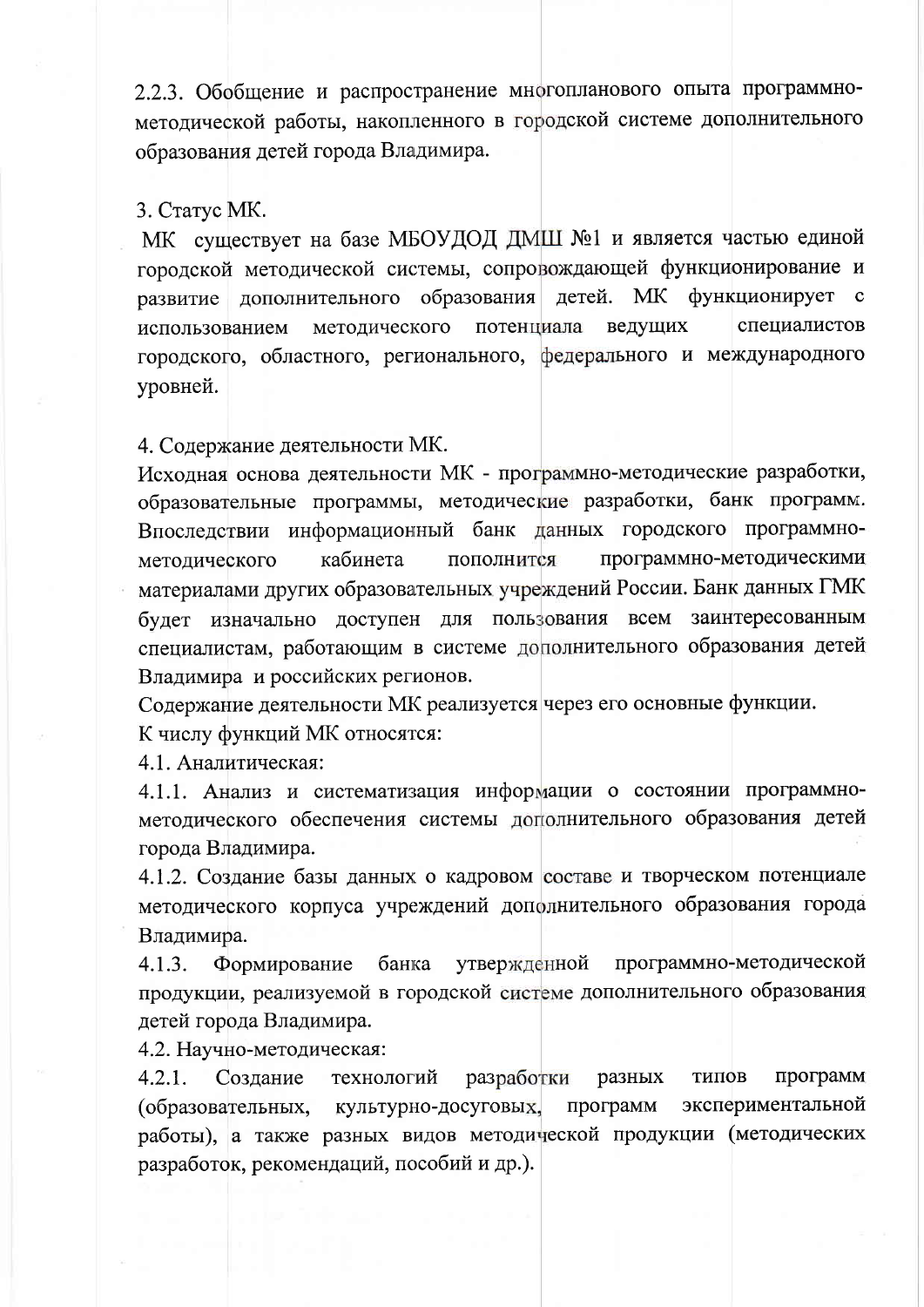2.2.3. Обобщение и распространение многопланового опыта программно-методической работы, накопленного в городской системе дополнительного образования детей города Владимира.

3. Статус МК.

МК существует на базе МБОУДОД ДМШ №1 и является частью единой городской методической системы, сопровождающей функционирование и развитие дополнительного образования детей. МК функционирует с использованием методического потенциала ведущих специалистов городского, областного, регионального, федерального и международного уровней.

4. Содержание деятельности МК.

Исходная основа деятельности МК - программно-методические разработки, образовательные программы, методические разработки, банк программ. Впоследствии информационный банк данных городского программно-методического кабинета пополнится программно-методическими материалами других образовательных учреждений России. Банк данных ГМК будет изначально доступен для пользования всем заинтересованным специалистам, работающим в системе дополнительного образования детей Владимира и российских регионов.

Содержание деятельности МК реализуется через его основные функции.

К числу функций МК относятся:

4.1. Аналитическая:

4.1.1. Анализ и систематизация информации о состоянии программно-методического обеспечения системы дополнительного образования детей города Владимира.

4.1.2. Создание базы данных о кадровом составе и творческом потенциале методического корпуса учреждений дополнительного образования города Владимира.

4.1.3. Формирование банка утвержденной программно-методической продукции, реализуемой в городской системе дополнительного образования детей города Владимира.

4.2. Научно-методическая:

4.2.1. Создание технологий разработки разных типов программ (образовательных, культурно-досуговых, программ экспериментальной работы), а также разных видов методической продукции (методических разработок, рекомендаций, пособий и др.).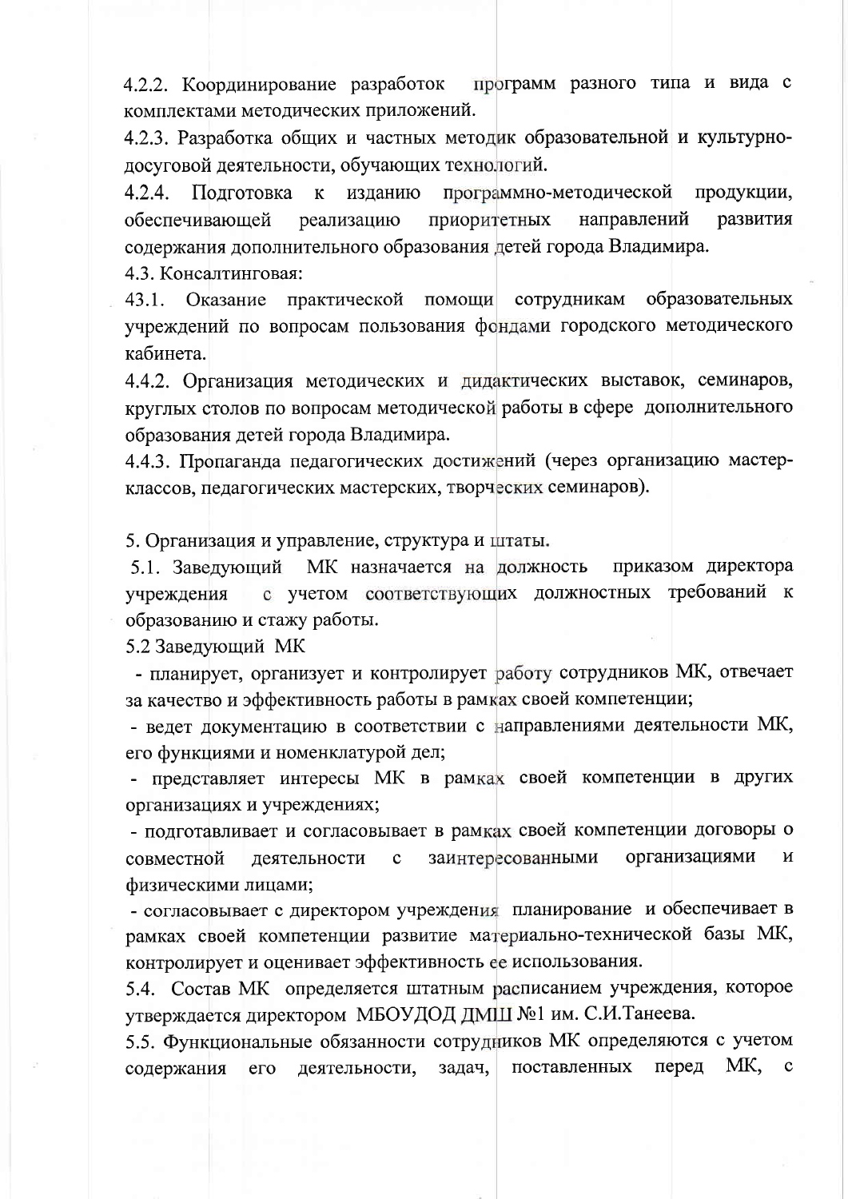4.2.2. Координирование разработок программ разного типа и вида с комплектами методических приложений.

4.2.3. Разработка общих и частных методик образовательной и культурно-досуговой деятельности, обучающих технологий.

4.2.4. Подготовка к изданию программно-методической продукции, обеспечивающей реализацию приоритетных направлений развития содержания дополнительного образования детей города Владимира.

4.3. Консалтинговая:

43.1. Оказание практической помощи сотрудникам образовательных учреждений по вопросам пользования фондами городского методического кабинета.

4.4.2. Организация методических и дидактических выставок, семинаров, круглых столов по вопросам методической работы в сфере дополнительного образования детей города Владимира.

4.4.3. Пропаганда педагогических достижений (через организацию мастер-классов, педагогических мастерских, творческих семинаров).

5. Организация и управление, структура и штаты.

5.1. Заведующий МК назначается на должность приказом директора учреждения с учетом соответствующих должностных требований к образованию и стажу работы.

5.2 Заведующий МК

- планирует, организует и контролирует работу сотрудников МК, отвечает за качество и эффективность работы в рамках своей компетенции;
- ведет документацию в соответствии с направлениями деятельности МК, его функциями и номенклатурой дел;
- представляет интересы МК в рамках своей компетенции в других организациях и учреждениях;
- подготавливает и согласовывает в рамках своей компетенции договоры о совместной деятельности с заинтересованными организациями и физическими лицами;
- согласовывает с директором учреждения планирование и обеспечивает в рамках своей компетенции развитие материально-технической базы МК, контролирует и оценивает эффективность ее использования.

5.4. Состав МК определяется штатным расписанием учреждения, которое утверждается директором МБОУДОД ДМШ №1 им. С.И.Танеева.

5.5. Функциональные обязанности сотрудников МК определяются с учетом содержания его деятельности, задач, поставленных перед МК, с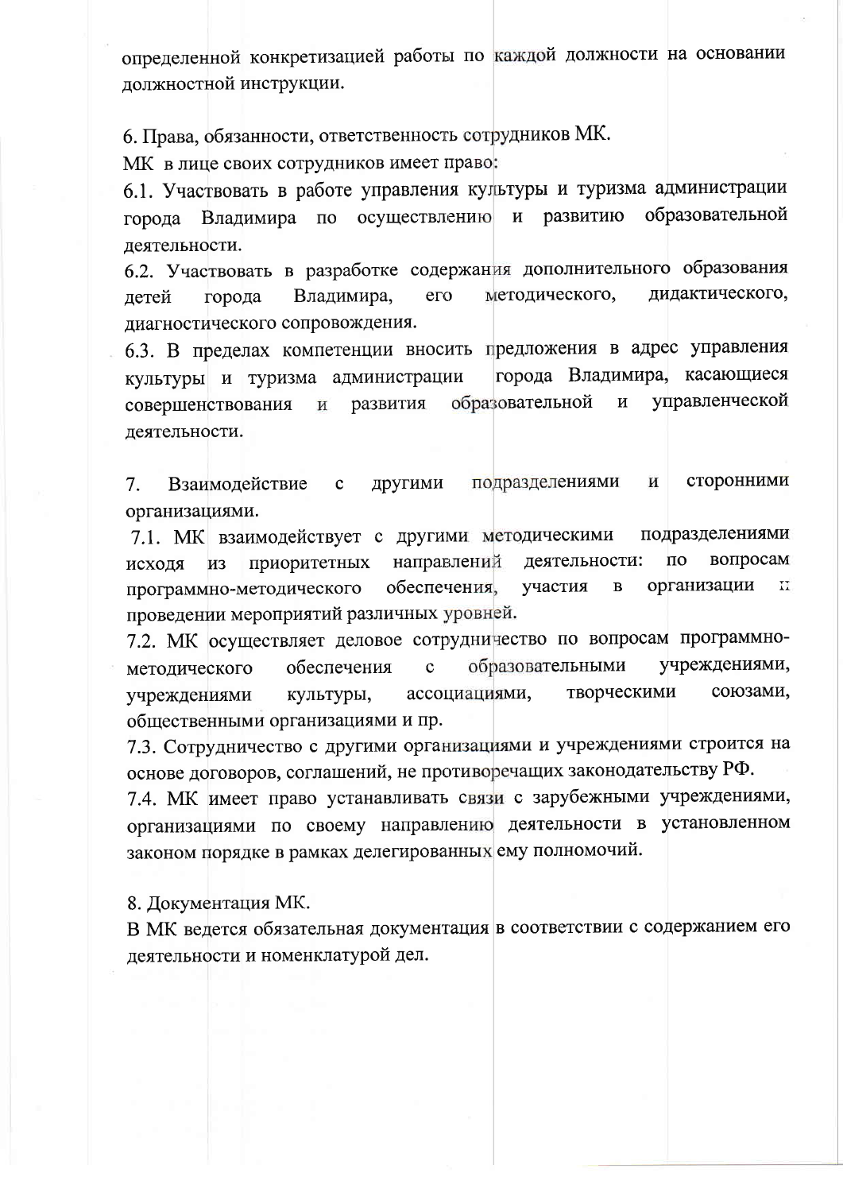определенной конкретизацией работы по каждой должности на основании должностной инструкции.

6. Права, обязанности, ответственность сотрудников МК.

МК в лице своих сотрудников имеет право:

6.1. Участвовать в работе управления культуры и туризма администрации города Владимира по осуществлению и развитию образовательной деятельности.

6.2. Участвовать в разработке содержания дополнительного образования детей города Владимира, его методического, дидактического, диагностического сопровождения.

6.3. В пределах компетенции вносить предложения в адрес управления культуры и туризма администрации города Владимира, касающиеся совершенствования и развития образовательной и управленческой деятельности.

7. Взаимодействие с другими подразделениями и сторонними организациями.

7.1. МК взаимодействует с другими методическими подразделениями исходя из приоритетных направлений деятельности: по вопросам программно-методического обеспечения, участия в организации и проведении мероприятий различных уровней.

7.2. МК осуществляет деловое сотрудничество по вопросам программно-методического обеспечения с образовательными учреждениями, учреждениями культуры, ассоциациями, творческими союзами, общественными организациями и пр.

7.3. Сотрудничество с другими организациями и учреждениями строится на основе договоров, соглашений, не противоречащих законодательству РФ.

7.4. МК имеет право устанавливать связи с зарубежными учреждениями, организациями по своему направлению деятельности в установленном законом порядке в рамках делегированных ему полномочий.

8. Документация МК.

В МК ведется обязательная документация в соответствии с содержанием его деятельности и номенклатурой дел.